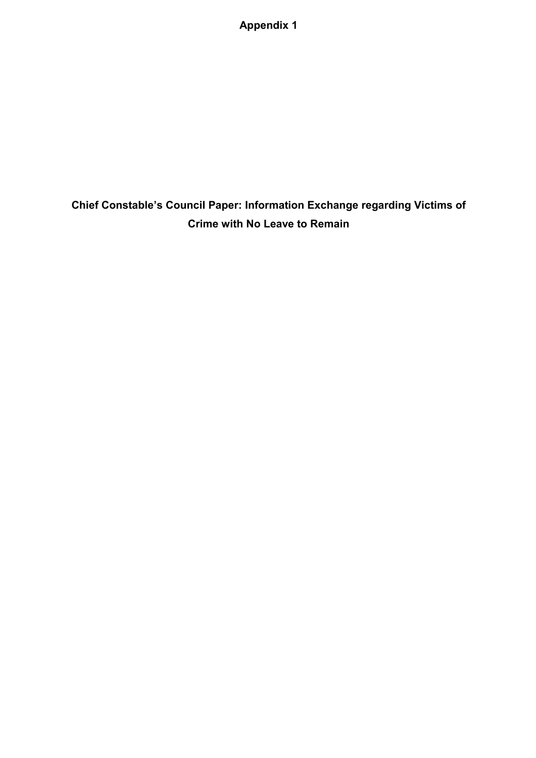**Appendix 1**

# Chief Constable's Council Paper: Information Exchange regarding Victims of Crime with No Leave to Remain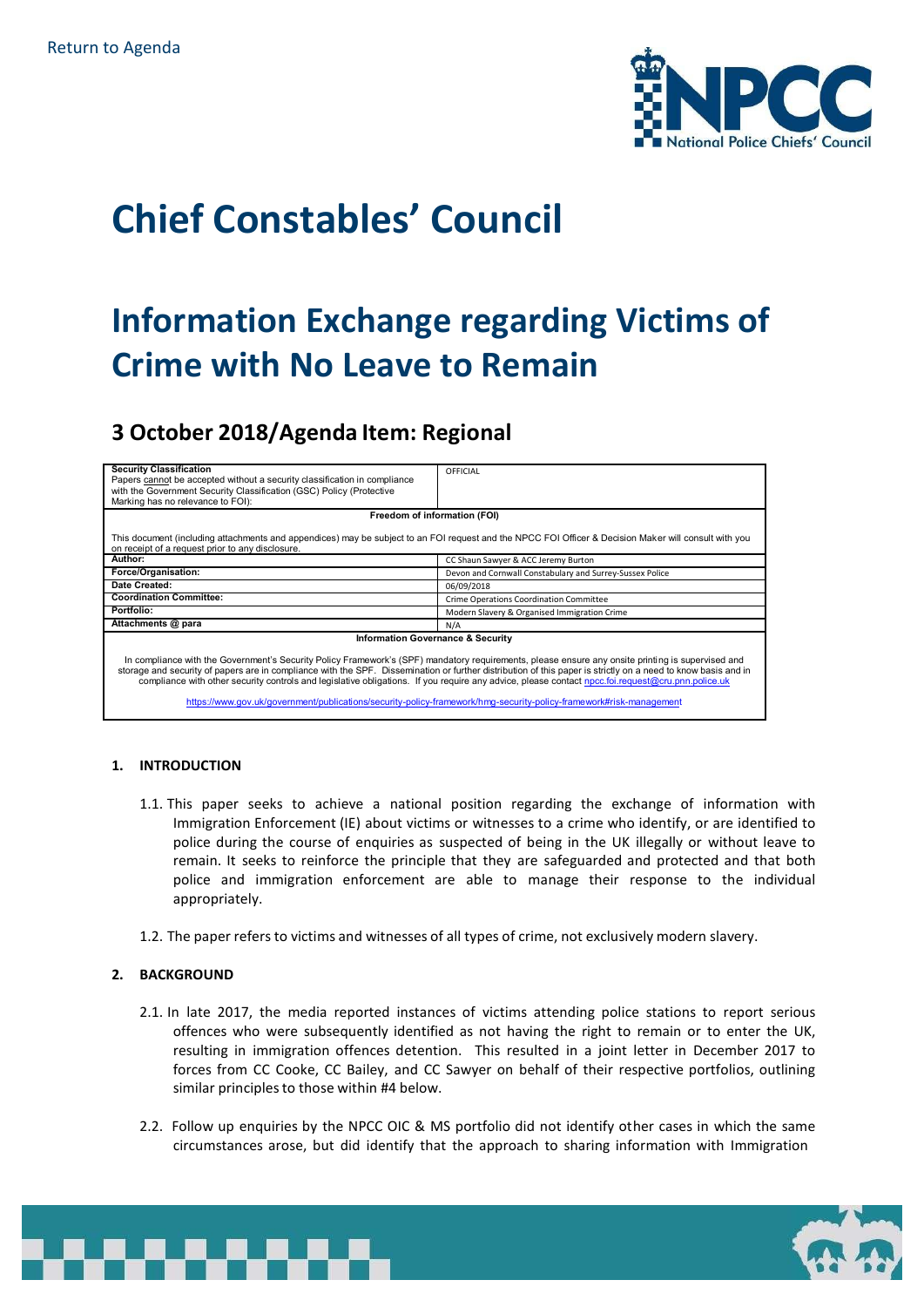Return to Agenda

# Chief Constables' Council

# Information Exchange regarding Victims of Crime with No Leave to Remain

## 3 October 2018/Agenda Item: Regional

| **Security Classification**<br>Papers cannot be accepted without a security classification in compliance with the Government Security Classification (GSC) Policy (Protective Marking has no relevance to FOI): | OFFICIAL |
|---|---|
| **Freedom of information (FOI)**<br><br>This document (including attachments and appendices) may be subject to an FOI request and the NPCC FOI Officer & Decision Maker will consult with you on receipt of a request prior to any disclosure. | |
| **Author:** | CC Shaun Sawyer & ACC Jeremy Burton |
| **Force/Organisation:** | Devon and Cornwall Constabulary and Surrey-Sussex Police |
| **Date Created:** | 06/09/2018 |
| **Coordination Committee:** | Crime Operations Coordination Committee |
| **Portfolio:** | Modern Slavery & Organised Immigration Crime |
| **Attachments @ para** | N/A |
| **Information Governance & Security**<br><br>In compliance with the Government's Security Policy Framework's (SPF) mandatory requirements, please ensure any onsite printing is supervised and storage and security of papers are in compliance with the SPF. Dissemination or further distribution of this paper is strictly on a need to know basis and in compliance with other security controls and legislative obligations. If you require any advice, please contact npcc.foi.request@cru.pnn.police.uk<br><br>https://www.gov.uk/government/publications/security-policy-framework/hmg-security-policy-framework#risk-management | |

### 1. INTRODUCTION

1.1. This paper seeks to achieve a national position regarding the exchange of information with Immigration Enforcement (IE) about victims or witnesses to a crime who identify, or are identified to police during the course of enquiries as suspected of being in the UK illegally or without leave to remain. It seeks to reinforce the principle that they are safeguarded and protected and that both police and immigration enforcement are able to manage their response to the individual appropriately.

1.2. The paper refers to victims and witnesses of all types of crime, not exclusively modern slavery.

### 2. BACKGROUND

2.1. In late 2017, the media reported instances of victims attending police stations to report serious offences who were subsequently identified as not having the right to remain or to enter the UK, resulting in immigration offences detention. This resulted in a joint letter in December 2017 to forces from CC Cooke, CC Bailey, and CC Sawyer on behalf of their respective portfolios, outlining similar principles to those within #4 below.

2.2. Follow up enquiries by the NPCC OIC & MS portfolio did not identify other cases in which the same circumstances arose, but did identify that the approach to sharing information with Immigration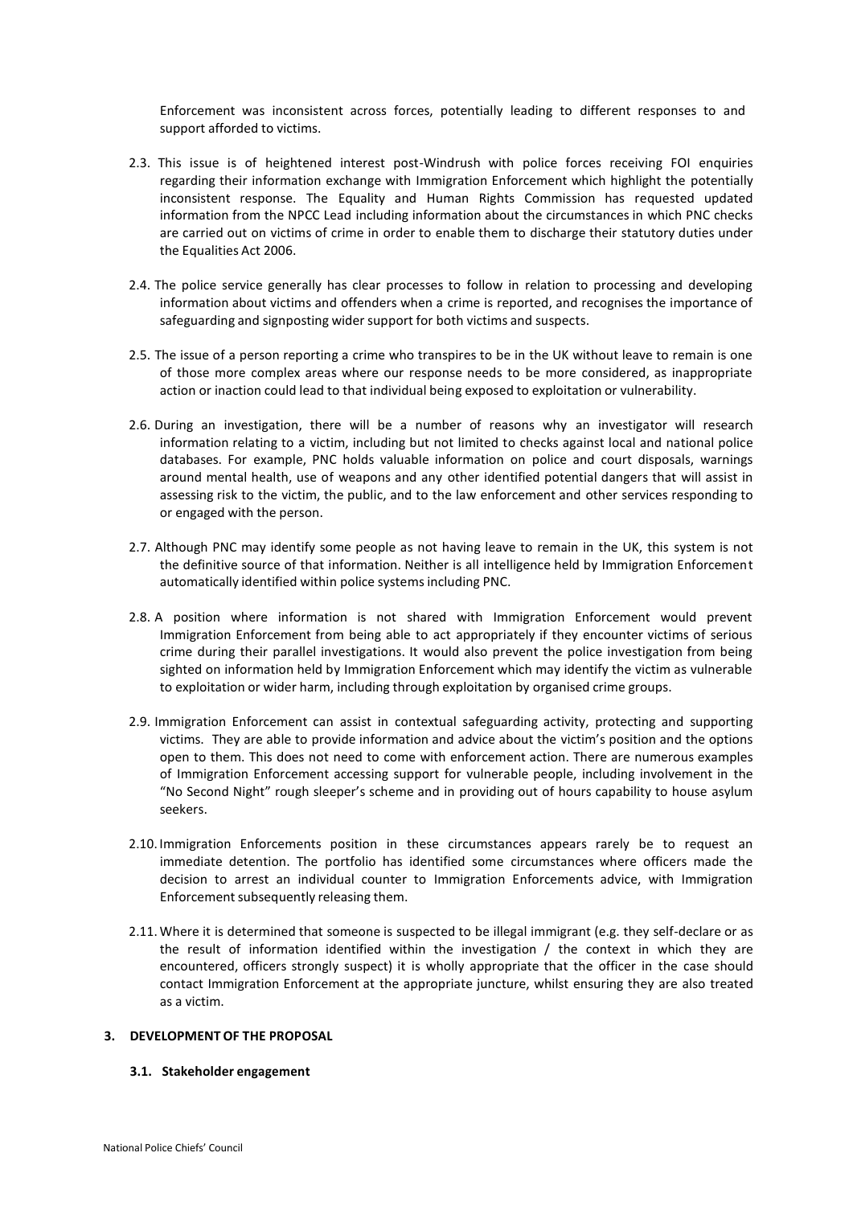Enforcement was inconsistent across forces, potentially leading to different responses to and support afforded to victims.

2.3. This issue is of heightened interest post-Windrush with police forces receiving FOI enquiries regarding their information exchange with Immigration Enforcement which highlight the potentially inconsistent response. The Equality and Human Rights Commission has requested updated information from the NPCC Lead including information about the circumstances in which PNC checks are carried out on victims of crime in order to enable them to discharge their statutory duties under the Equalities Act 2006.

2.4. The police service generally has clear processes to follow in relation to processing and developing information about victims and offenders when a crime is reported, and recognises the importance of safeguarding and signposting wider support for both victims and suspects.

2.5. The issue of a person reporting a crime who transpires to be in the UK without leave to remain is one of those more complex areas where our response needs to be more considered, as inappropriate action or inaction could lead to that individual being exposed to exploitation or vulnerability.

2.6. During an investigation, there will be a number of reasons why an investigator will research information relating to a victim, including but not limited to checks against local and national police databases. For example, PNC holds valuable information on police and court disposals, warnings around mental health, use of weapons and any other identified potential dangers that will assist in assessing risk to the victim, the public, and to the law enforcement and other services responding to or engaged with the person.

2.7. Although PNC may identify some people as not having leave to remain in the UK, this system is not the definitive source of that information. Neither is all intelligence held by Immigration Enforcement automatically identified within police systems including PNC.

2.8. A position where information is not shared with Immigration Enforcement would prevent Immigration Enforcement from being able to act appropriately if they encounter victims of serious crime during their parallel investigations. It would also prevent the police investigation from being sighted on information held by Immigration Enforcement which may identify the victim as vulnerable to exploitation or wider harm, including through exploitation by organised crime groups.

2.9. Immigration Enforcement can assist in contextual safeguarding activity, protecting and supporting victims. They are able to provide information and advice about the victim's position and the options open to them. This does not need to come with enforcement action. There are numerous examples of Immigration Enforcement accessing support for vulnerable people, including involvement in the "No Second Night" rough sleeper's scheme and in providing out of hours capability to house asylum seekers.

2.10. Immigration Enforcements position in these circumstances appears rarely be to request an immediate detention. The portfolio has identified some circumstances where officers made the decision to arrest an individual counter to Immigration Enforcements advice, with Immigration Enforcement subsequently releasing them.

2.11. Where it is determined that someone is suspected to be illegal immigrant (e.g. they self-declare or as the result of information identified within the investigation / the context in which they are encountered, officers strongly suspect) it is wholly appropriate that the officer in the case should contact Immigration Enforcement at the appropriate juncture, whilst ensuring they are also treated as a victim.

## 3. DEVELOPMENT OF THE PROPOSAL

### 3.1. Stakeholder engagement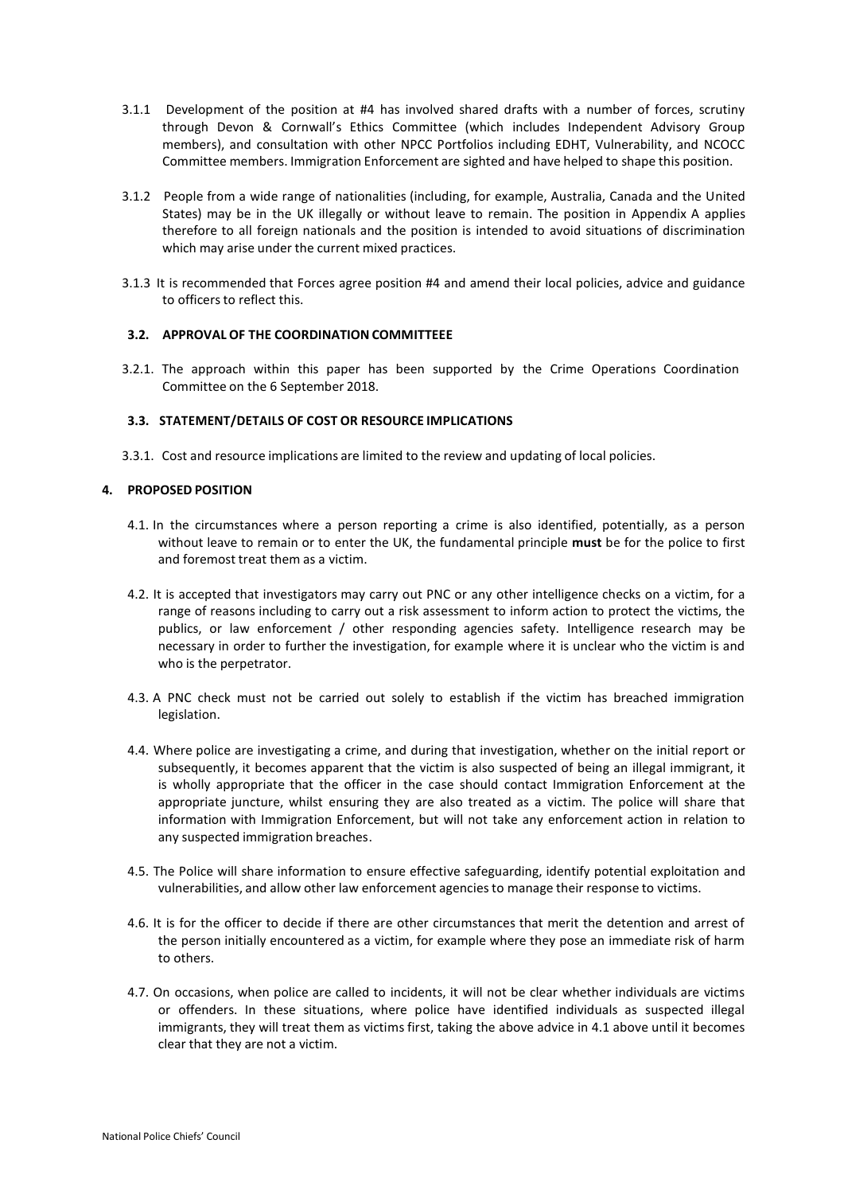3.1.1 Development of the position at #4 has involved shared drafts with a number of forces, scrutiny through Devon & Cornwall's Ethics Committee (which includes Independent Advisory Group members), and consultation with other NPCC Portfolios including EDHT, Vulnerability, and NCOCC Committee members. Immigration Enforcement are sighted and have helped to shape this position.

3.1.2 People from a wide range of nationalities (including, for example, Australia, Canada and the United States) may be in the UK illegally or without leave to remain. The position in Appendix A applies therefore to all foreign nationals and the position is intended to avoid situations of discrimination which may arise under the current mixed practices.

3.1.3 It is recommended that Forces agree position #4 and amend their local policies, advice and guidance to officers to reflect this.

### 3.2. APPROVAL OF THE COORDINATION COMMITTEEE

3.2.1. The approach within this paper has been supported by the Crime Operations Coordination Committee on the 6 September 2018.

### 3.3. STATEMENT/DETAILS OF COST OR RESOURCE IMPLICATIONS

3.3.1. Cost and resource implications are limited to the review and updating of local policies.

## 4. PROPOSED POSITION

4.1. In the circumstances where a person reporting a crime is also identified, potentially, as a person without leave to remain or to enter the UK, the fundamental principle **must** be for the police to first and foremost treat them as a victim.

4.2. It is accepted that investigators may carry out PNC or any other intelligence checks on a victim, for a range of reasons including to carry out a risk assessment to inform action to protect the victims, the publics, or law enforcement / other responding agencies safety. Intelligence research may be necessary in order to further the investigation, for example where it is unclear who the victim is and who is the perpetrator.

4.3. A PNC check must not be carried out solely to establish if the victim has breached immigration legislation.

4.4. Where police are investigating a crime, and during that investigation, whether on the initial report or subsequently, it becomes apparent that the victim is also suspected of being an illegal immigrant, it is wholly appropriate that the officer in the case should contact Immigration Enforcement at the appropriate juncture, whilst ensuring they are also treated as a victim. The police will share that information with Immigration Enforcement, but will not take any enforcement action in relation to any suspected immigration breaches.

4.5. The Police will share information to ensure effective safeguarding, identify potential exploitation and vulnerabilities, and allow other law enforcement agencies to manage their response to victims.

4.6. It is for the officer to decide if there are other circumstances that merit the detention and arrest of the person initially encountered as a victim, for example where they pose an immediate risk of harm to others.

4.7. On occasions, when police are called to incidents, it will not be clear whether individuals are victims or offenders. In these situations, where police have identified individuals as suspected illegal immigrants, they will treat them as victims first, taking the above advice in 4.1 above until it becomes clear that they are not a victim.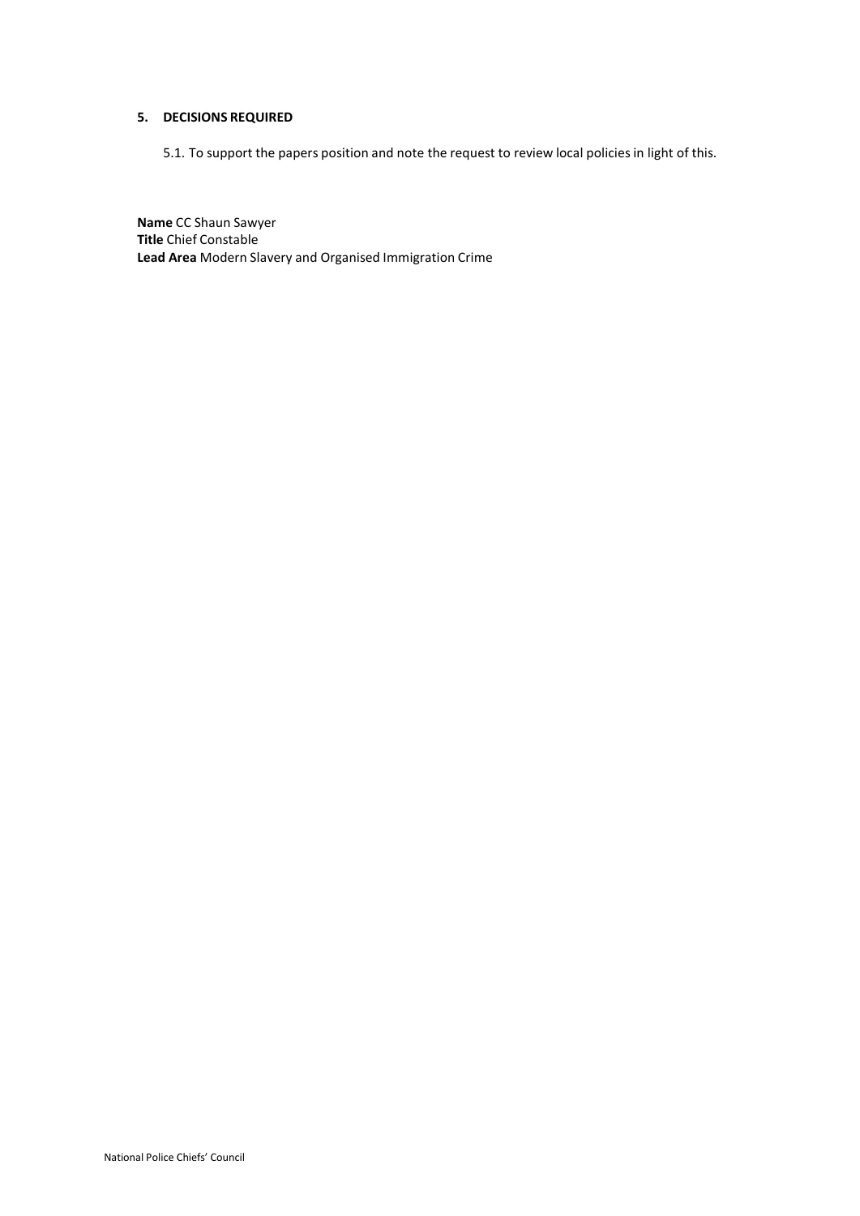## 5. DECISIONS REQUIRED

5.1. To support the papers position and note the request to review local policies in light of this.

**Name** CC Shaun Sawyer
**Title** Chief Constable
**Lead Area** Modern Slavery and Organised Immigration Crime